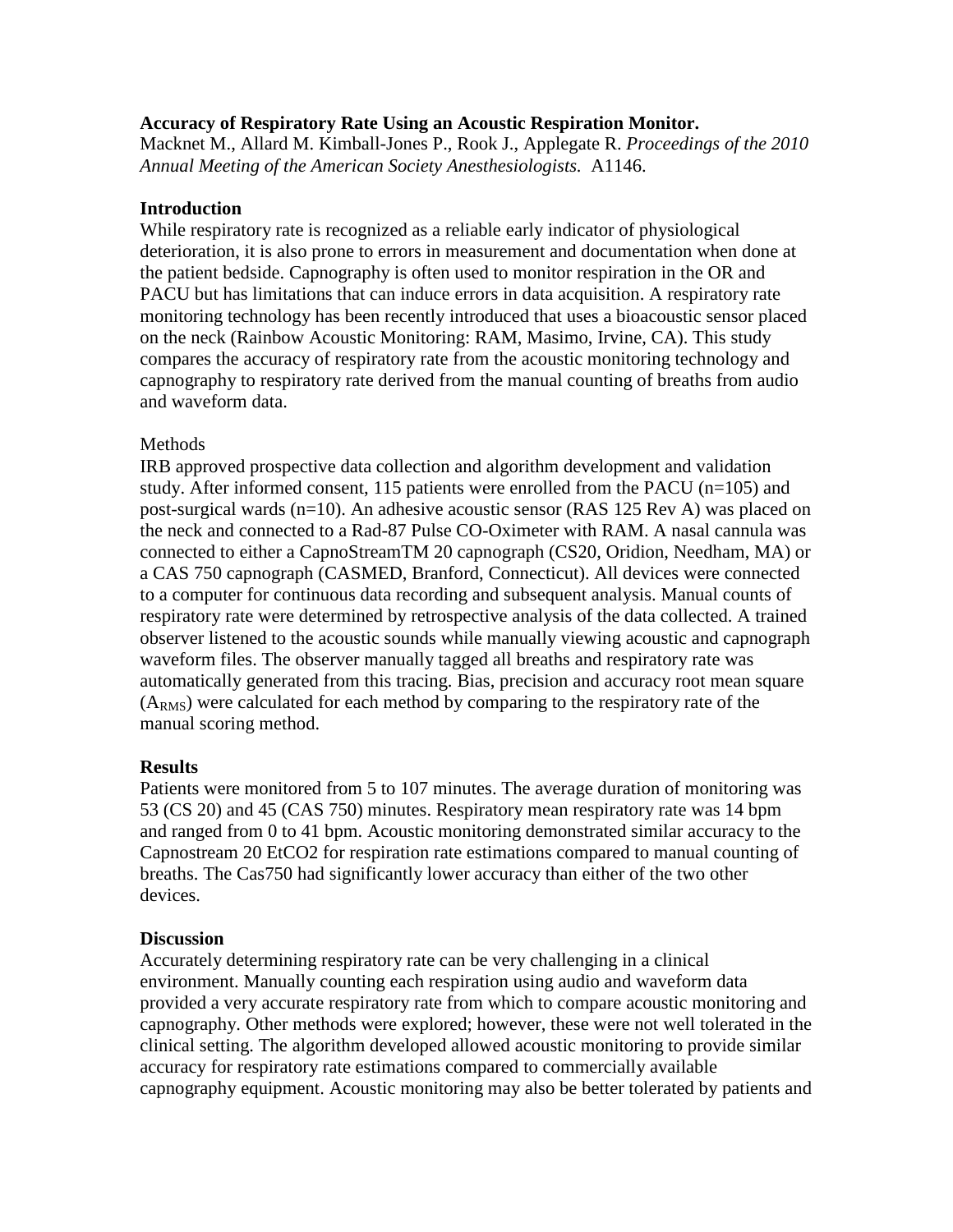**Accuracy of Respiratory Rate Using an Acoustic Respiration Monitor.**
Macknet M., Allard M. Kimball-Jones P., Rook J., Applegate R. *Proceedings of the 2010 Annual Meeting of the American Society Anesthesiologists.* A1146.

**Introduction**
While respiratory rate is recognized as a reliable early indicator of physiological deterioration, it is also prone to errors in measurement and documentation when done at the patient bedside. Capnography is often used to monitor respiration in the OR and PACU but has limitations that can induce errors in data acquisition. A respiratory rate monitoring technology has been recently introduced that uses a bioacoustic sensor placed on the neck (Rainbow Acoustic Monitoring: RAM, Masimo, Irvine, CA). This study compares the accuracy of respiratory rate from the acoustic monitoring technology and capnography to respiratory rate derived from the manual counting of breaths from audio and waveform data.

Methods
IRB approved prospective data collection and algorithm development and validation study. After informed consent, 115 patients were enrolled from the PACU (n=105) and post-surgical wards (n=10). An adhesive acoustic sensor (RAS 125 Rev A) was placed on the neck and connected to a Rad-87 Pulse CO-Oximeter with RAM. A nasal cannula was connected to either a CapnoStreamTM 20 capnograph (CS20, Oridion, Needham, MA) or a CAS 750 capnograph (CASMED, Branford, Connecticut). All devices were connected to a computer for continuous data recording and subsequent analysis. Manual counts of respiratory rate were determined by retrospective analysis of the data collected. A trained observer listened to the acoustic sounds while manually viewing acoustic and capnograph waveform files. The observer manually tagged all breaths and respiratory rate was automatically generated from this tracing. Bias, precision and accuracy root mean square ($A_{RMS}$) were calculated for each method by comparing to the respiratory rate of the manual scoring method.

**Results**
Patients were monitored from 5 to 107 minutes. The average duration of monitoring was 53 (CS 20) and 45 (CAS 750) minutes. Respiratory mean respiratory rate was 14 bpm and ranged from 0 to 41 bpm. Acoustic monitoring demonstrated similar accuracy to the Capnostream 20 EtCO2 for respiration rate estimations compared to manual counting of breaths. The Cas750 had significantly lower accuracy than either of the two other devices.

**Discussion**
Accurately determining respiratory rate can be very challenging in a clinical environment. Manually counting each respiration using audio and waveform data provided a very accurate respiratory rate from which to compare acoustic monitoring and capnography. Other methods were explored; however, these were not well tolerated in the clinical setting. The algorithm developed allowed acoustic monitoring to provide similar accuracy for respiratory rate estimations compared to commercially available capnography equipment. Acoustic monitoring may also be better tolerated by patients and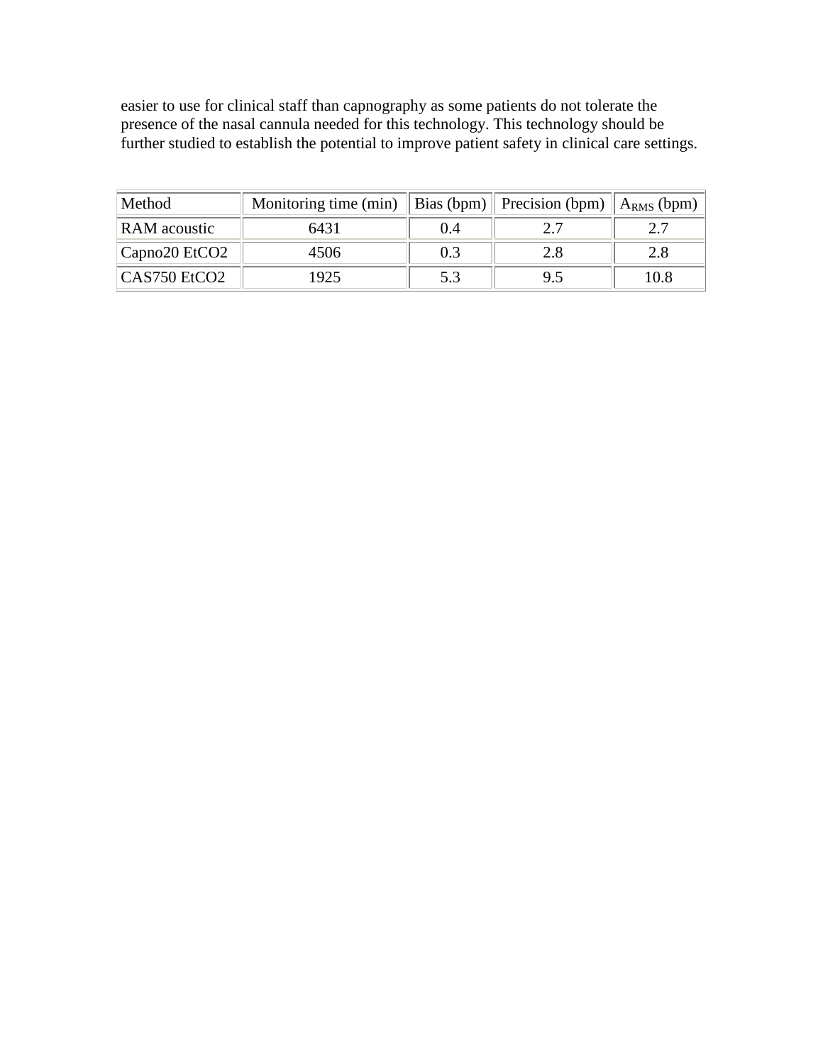easier to use for clinical staff than capnography as some patients do not tolerate the presence of the nasal cannula needed for this technology. This technology should be further studied to establish the potential to improve patient safety in clinical care settings.

| Method | Monitoring time (min) | Bias (bpm) | Precision (bpm) | $A_{RMS}$ (bpm) |
|---|---|---|---|---|
| RAM acoustic | 6431 | 0.4 | 2.7 | 2.7 |
| Capno20 EtCO2 | 4506 | 0.3 | 2.8 | 2.8 |
| CAS750 EtCO2 | 1925 | 5.3 | 9.5 | 10.8 |